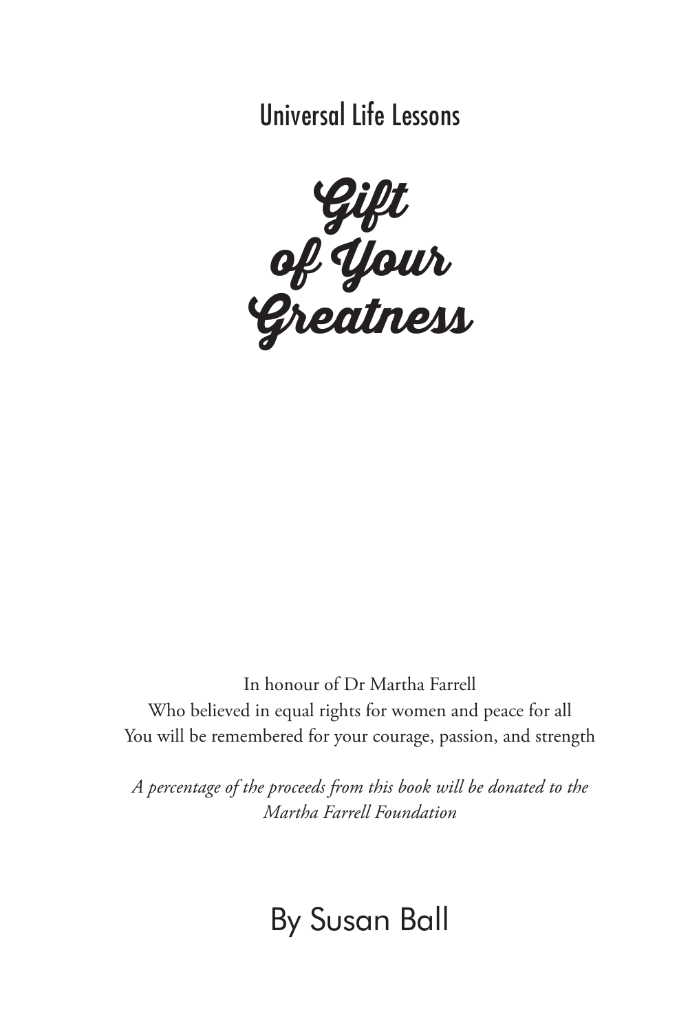Universal Life Lessons

# Gift of Your Greatness

In honour of Dr Martha Farrell
Who believed in equal rights for women and peace for all
You will be remembered for your courage, passion, and strength

*A percentage of the proceeds from this book will be donated to the Martha Farrell Foundation*

By Susan Ball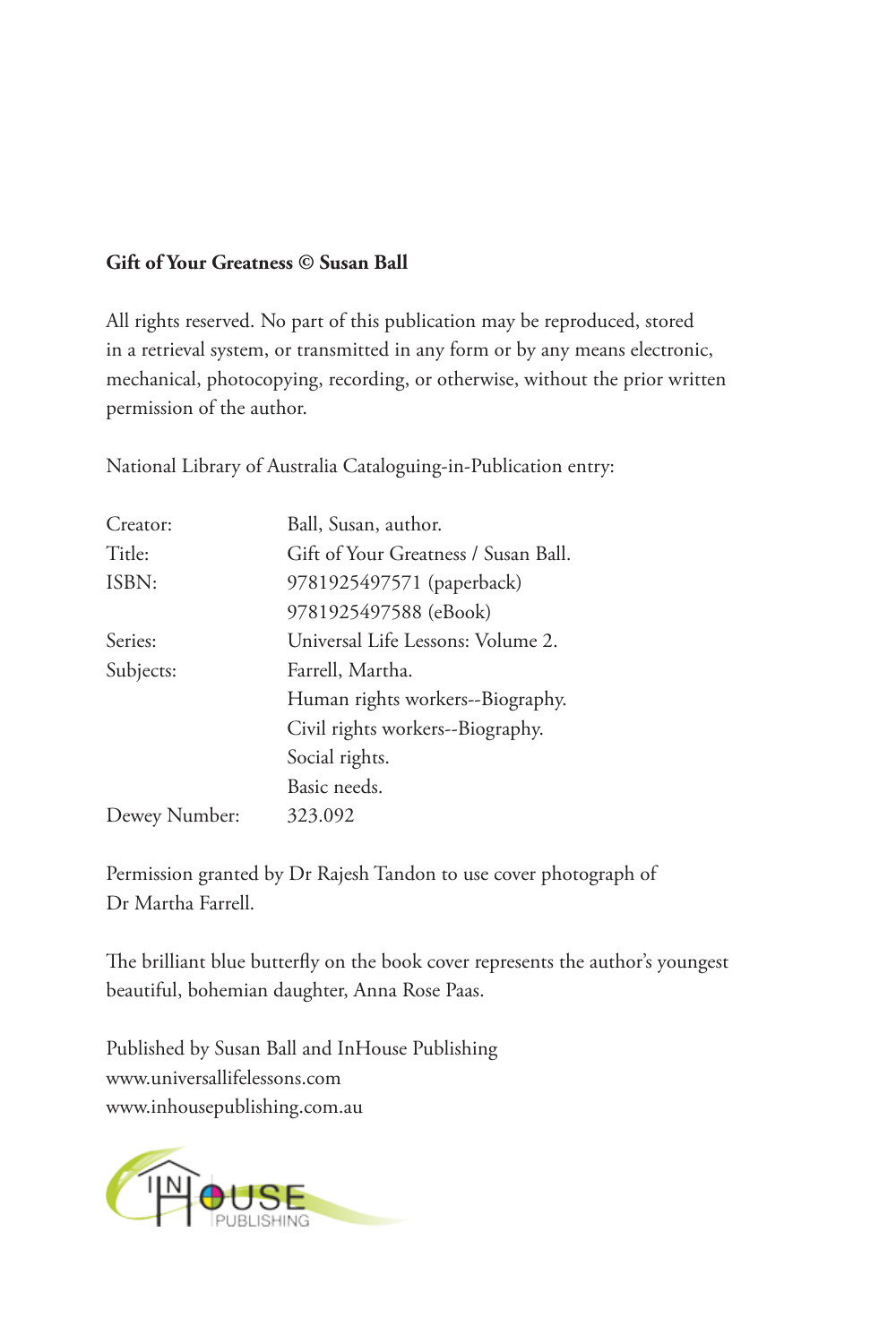**Gift of Your Greatness © Susan Ball**

All rights reserved. No part of this publication may be reproduced, stored in a retrieval system, or transmitted in any form or by any means electronic, mechanical, photocopying, recording, or otherwise, without the prior written permission of the author.

National Library of Australia Cataloguing-in-Publication entry:

| | |
|---|---|
| Creator: | Ball, Susan, author. |
| Title: | Gift of Your Greatness / Susan Ball. |
| ISBN: | 9781925497571 (paperback) |
| | 9781925497588 (eBook) |
| Series: | Universal Life Lessons: Volume 2. |
| Subjects: | Farrell, Martha. |
| | Human rights workers--Biography. |
| | Civil rights workers--Biography. |
| | Social rights. |
| | Basic needs. |
| Dewey Number: | 323.092 |

Permission granted by Dr Rajesh Tandon to use cover photograph of Dr Martha Farrell.

The brilliant blue butterfly on the book cover represents the author's youngest beautiful, bohemian daughter, Anna Rose Paas.

Published by Susan Ball and InHouse Publishing
www.universallifelessons.com
www.inhousepublishing.com.au

IN HOUSE PUBLISHING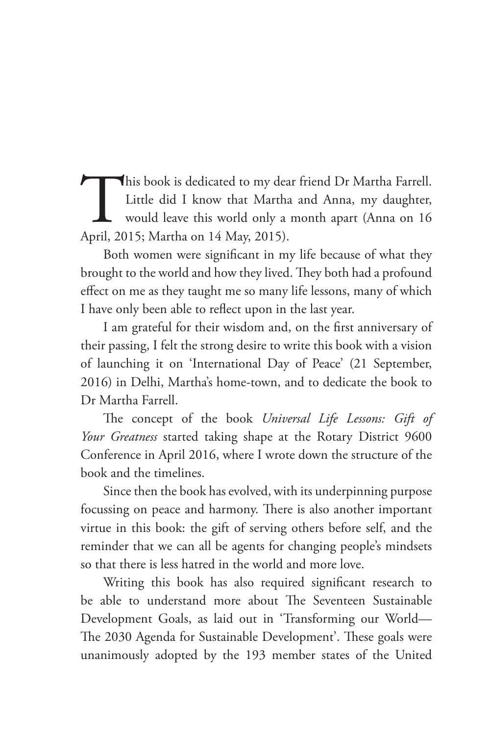This book is dedicated to my dear friend Dr Martha Farrell. Little did I know that Martha and Anna, my daughter, would leave this world only a month apart (Anna on 16 April, 2015; Martha on 14 May, 2015).

Both women were significant in my life because of what they brought to the world and how they lived. They both had a profound effect on me as they taught me so many life lessons, many of which I have only been able to reflect upon in the last year.

I am grateful for their wisdom and, on the first anniversary of their passing, I felt the strong desire to write this book with a vision of launching it on 'International Day of Peace' (21 September, 2016) in Delhi, Martha's home-town, and to dedicate the book to Dr Martha Farrell.

The concept of the book *Universal Life Lessons: Gift of Your Greatness* started taking shape at the Rotary District 9600 Conference in April 2016, where I wrote down the structure of the book and the timelines.

Since then the book has evolved, with its underpinning purpose focussing on peace and harmony. There is also another important virtue in this book: the gift of serving others before self, and the reminder that we can all be agents for changing people's mindsets so that there is less hatred in the world and more love.

Writing this book has also required significant research to be able to understand more about The Seventeen Sustainable Development Goals, as laid out in 'Transforming our World—The 2030 Agenda for Sustainable Development'. These goals were unanimously adopted by the 193 member states of the United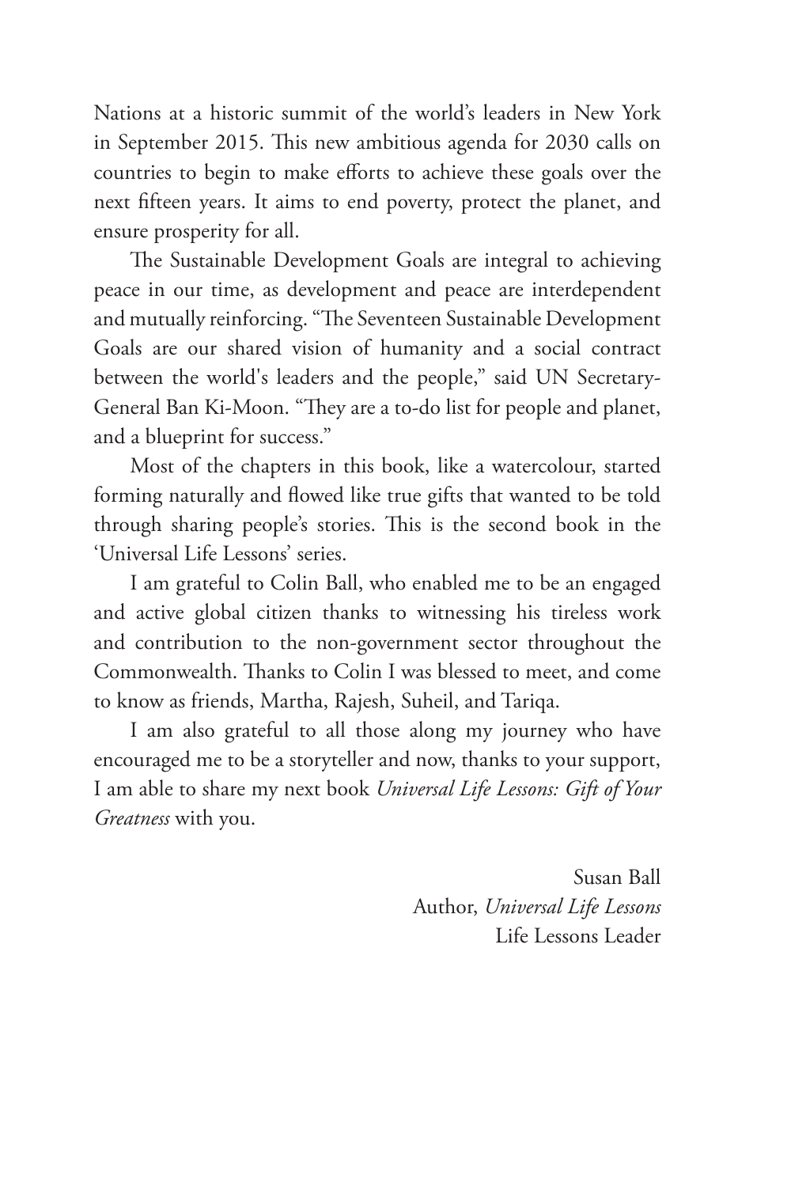Nations at a historic summit of the world's leaders in New York in September 2015. This new ambitious agenda for 2030 calls on countries to begin to make efforts to achieve these goals over the next fifteen years. It aims to end poverty, protect the planet, and ensure prosperity for all.

The Sustainable Development Goals are integral to achieving peace in our time, as development and peace are interdependent and mutually reinforcing. "The Seventeen Sustainable Development Goals are our shared vision of humanity and a social contract between the world's leaders and the people," said UN Secretary-General Ban Ki-Moon. "They are a to-do list for people and planet, and a blueprint for success."

Most of the chapters in this book, like a watercolour, started forming naturally and flowed like true gifts that wanted to be told through sharing people's stories. This is the second book in the 'Universal Life Lessons' series.

I am grateful to Colin Ball, who enabled me to be an engaged and active global citizen thanks to witnessing his tireless work and contribution to the non-government sector throughout the Commonwealth. Thanks to Colin I was blessed to meet, and come to know as friends, Martha, Rajesh, Suheil, and Tariqa.

I am also grateful to all those along my journey who have encouraged me to be a storyteller and now, thanks to your support, I am able to share my next book *Universal Life Lessons: Gift of Your Greatness* with you.

Susan Ball
Author, *Universal Life Lessons*
Life Lessons Leader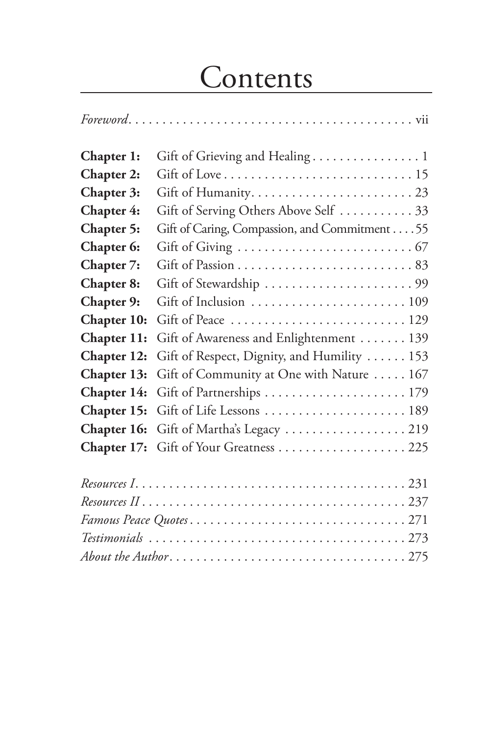# Contents

*Foreword* . . . . . . . . . . . . . . . . . . . . . . . . . . . . . . . . . . . . . . . . . vii

**Chapter 1:** Gift of Grieving and Healing . . . . . . . . . . . . . . . . 1
**Chapter 2:** Gift of Love . . . . . . . . . . . . . . . . . . . . . . . . . . . 15
**Chapter 3:** Gift of Humanity. . . . . . . . . . . . . . . . . . . . . . . . 23
**Chapter 4:** Gift of Serving Others Above Self . . . . . . . . . . . 33
**Chapter 5:** Gift of Caring, Compassion, and Commitment . . . . 55
**Chapter 6:** Gift of Giving . . . . . . . . . . . . . . . . . . . . . . . . . . 67
**Chapter 7:** Gift of Passion . . . . . . . . . . . . . . . . . . . . . . . . . 83
**Chapter 8:** Gift of Stewardship . . . . . . . . . . . . . . . . . . . . . . 99
**Chapter 9:** Gift of Inclusion . . . . . . . . . . . . . . . . . . . . . . . 109
**Chapter 10:** Gift of Peace . . . . . . . . . . . . . . . . . . . . . . . . . 129
**Chapter 11:** Gift of Awareness and Enlightenment . . . . . . . 139
**Chapter 12:** Gift of Respect, Dignity, and Humility . . . . . . 153
**Chapter 13:** Gift of Community at One with Nature . . . . . 167
**Chapter 14:** Gift of Partnerships . . . . . . . . . . . . . . . . . . . . 179
**Chapter 15:** Gift of Life Lessons . . . . . . . . . . . . . . . . . . . . 189
**Chapter 16:** Gift of Martha's Legacy . . . . . . . . . . . . . . . . . 219
**Chapter 17:** Gift of Your Greatness . . . . . . . . . . . . . . . . . . 225

*Resources I* . . . . . . . . . . . . . . . . . . . . . . . . . . . . . . . . . . . . . . 231
*Resources II* . . . . . . . . . . . . . . . . . . . . . . . . . . . . . . . . . . . . . 237
*Famous Peace Quotes* . . . . . . . . . . . . . . . . . . . . . . . . . . . . . . 271
*Testimonials* . . . . . . . . . . . . . . . . . . . . . . . . . . . . . . . . . . . . 273
*About the Author* . . . . . . . . . . . . . . . . . . . . . . . . . . . . . . . . . 275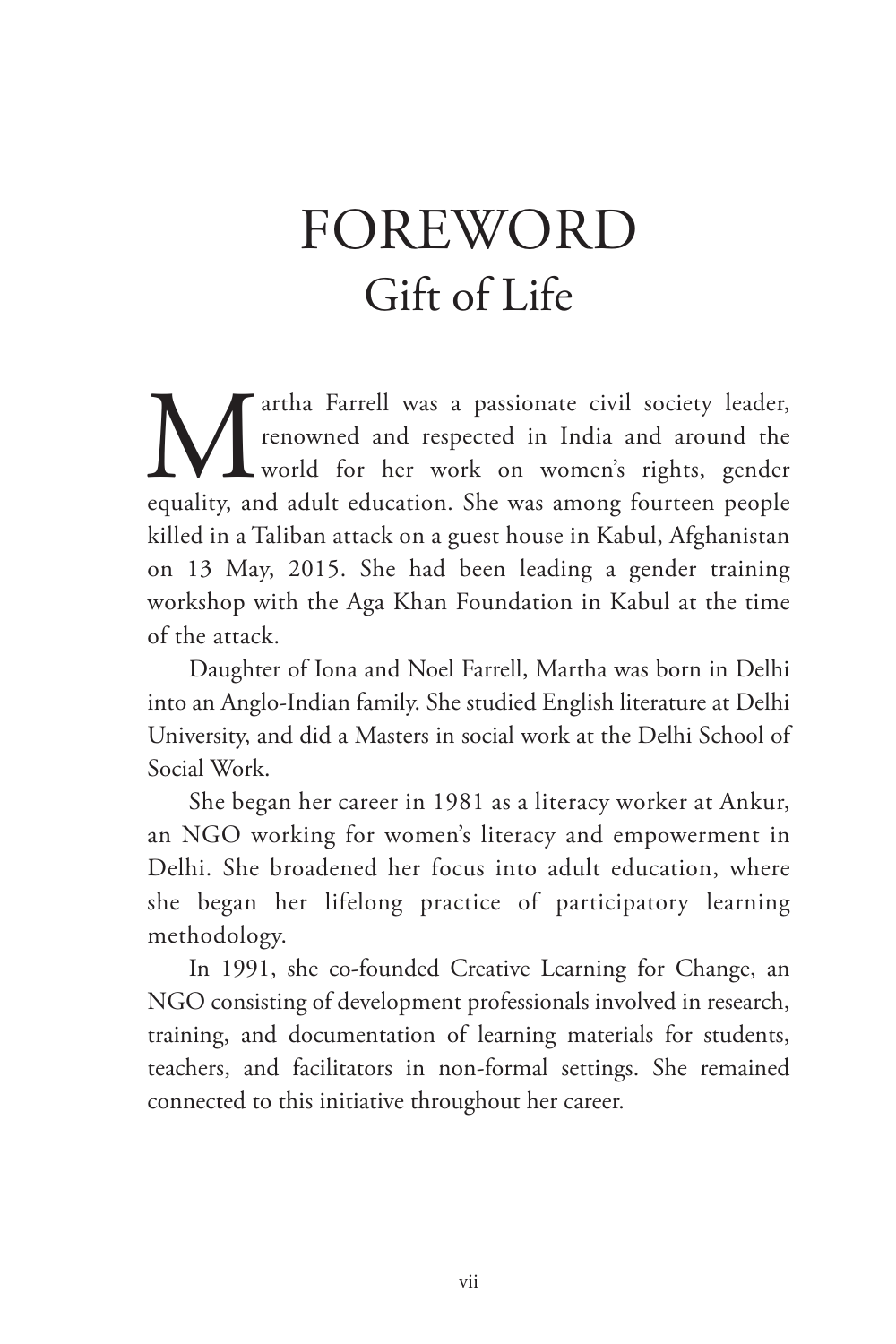# FOREWORD
## Gift of Life

Martha Farrell was a passionate civil society leader, renowned and respected in India and around the world for her work on women's rights, gender equality, and adult education. She was among fourteen people killed in a Taliban attack on a guest house in Kabul, Afghanistan on 13 May, 2015. She had been leading a gender training workshop with the Aga Khan Foundation in Kabul at the time of the attack.

Daughter of Iona and Noel Farrell, Martha was born in Delhi into an Anglo-Indian family. She studied English literature at Delhi University, and did a Masters in social work at the Delhi School of Social Work.

She began her career in 1981 as a literacy worker at Ankur, an NGO working for women's literacy and empowerment in Delhi. She broadened her focus into adult education, where she began her lifelong practice of participatory learning methodology.

In 1991, she co-founded Creative Learning for Change, an NGO consisting of development professionals involved in research, training, and documentation of learning materials for students, teachers, and facilitators in non-formal settings. She remained connected to this initiative throughout her career.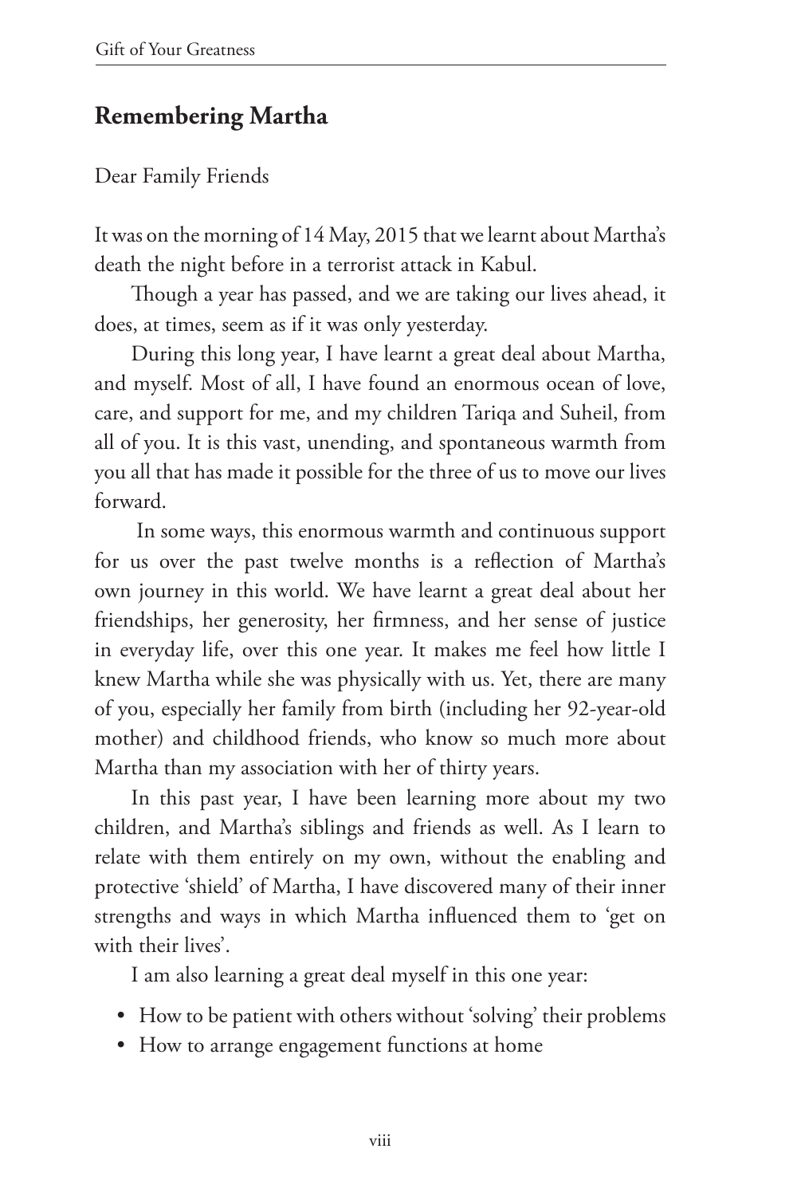## Remembering Martha

Dear Family Friends

It was on the morning of 14 May, 2015 that we learnt about Martha's death the night before in a terrorist attack in Kabul.

Though a year has passed, and we are taking our lives ahead, it does, at times, seem as if it was only yesterday.

During this long year, I have learnt a great deal about Martha, and myself. Most of all, I have found an enormous ocean of love, care, and support for me, and my children Tariqa and Suheil, from all of you. It is this vast, unending, and spontaneous warmth from you all that has made it possible for the three of us to move our lives forward.

In some ways, this enormous warmth and continuous support for us over the past twelve months is a reflection of Martha's own journey in this world. We have learnt a great deal about her friendships, her generosity, her firmness, and her sense of justice in everyday life, over this one year. It makes me feel how little I knew Martha while she was physically with us. Yet, there are many of you, especially her family from birth (including her 92-year-old mother) and childhood friends, who know so much more about Martha than my association with her of thirty years.

In this past year, I have been learning more about my two children, and Martha's siblings and friends as well. As I learn to relate with them entirely on my own, without the enabling and protective 'shield' of Martha, I have discovered many of their inner strengths and ways in which Martha influenced them to 'get on with their lives'.

I am also learning a great deal myself in this one year:

- How to be patient with others without 'solving' their problems
- How to arrange engagement functions at home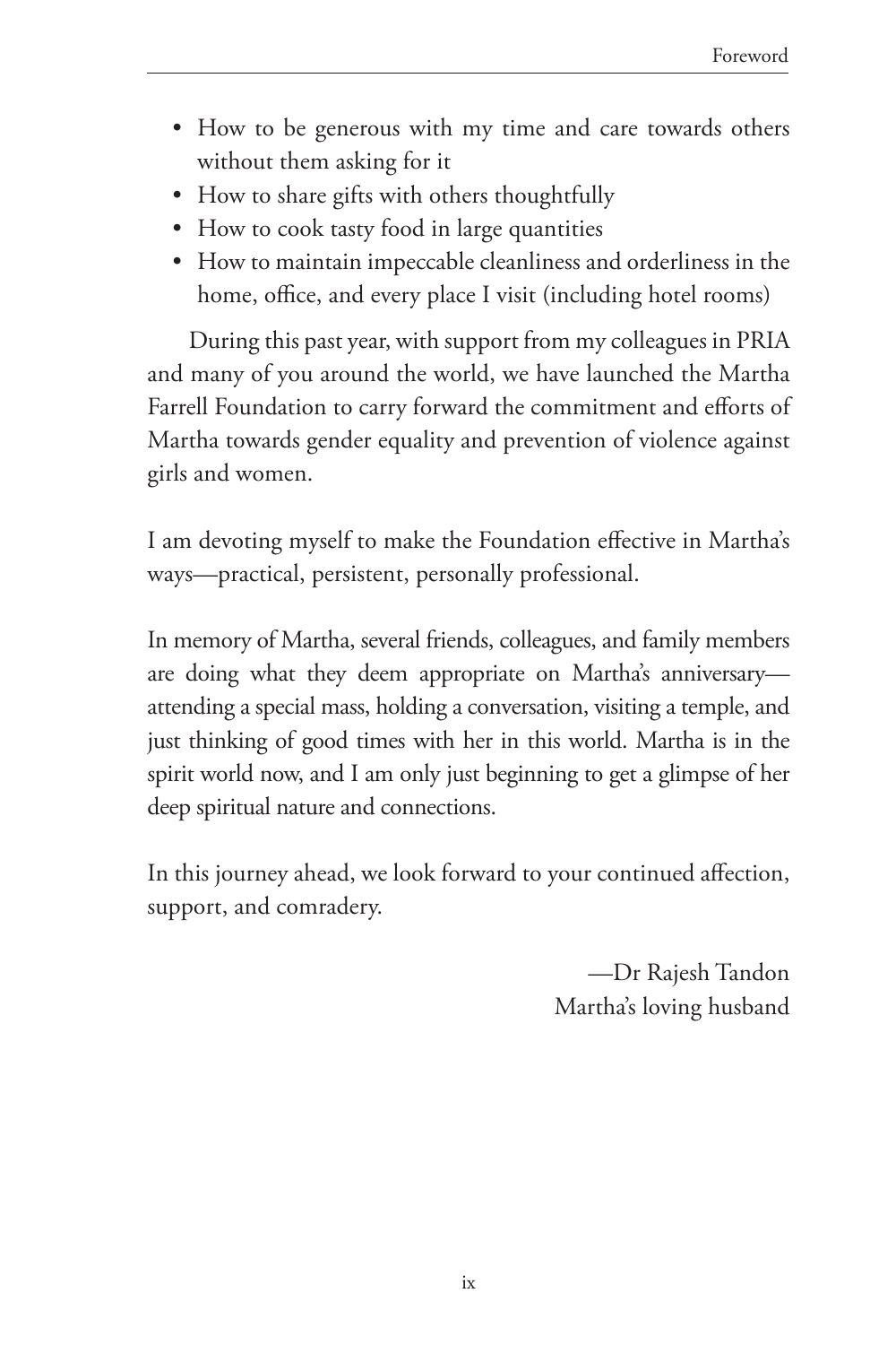- How to be generous with my time and care towards others without them asking for it
- How to share gifts with others thoughtfully
- How to cook tasty food in large quantities
- How to maintain impeccable cleanliness and orderliness in the home, office, and every place I visit (including hotel rooms)

During this past year, with support from my colleagues in PRIA and many of you around the world, we have launched the Martha Farrell Foundation to carry forward the commitment and efforts of Martha towards gender equality and prevention of violence against girls and women.

I am devoting myself to make the Foundation effective in Martha's ways—practical, persistent, personally professional.

In memory of Martha, several friends, colleagues, and family members are doing what they deem appropriate on Martha's anniversary—attending a special mass, holding a conversation, visiting a temple, and just thinking of good times with her in this world. Martha is in the spirit world now, and I am only just beginning to get a glimpse of her deep spiritual nature and connections.

In this journey ahead, we look forward to your continued affection, support, and comradery.

—Dr Rajesh Tandon
Martha's loving husband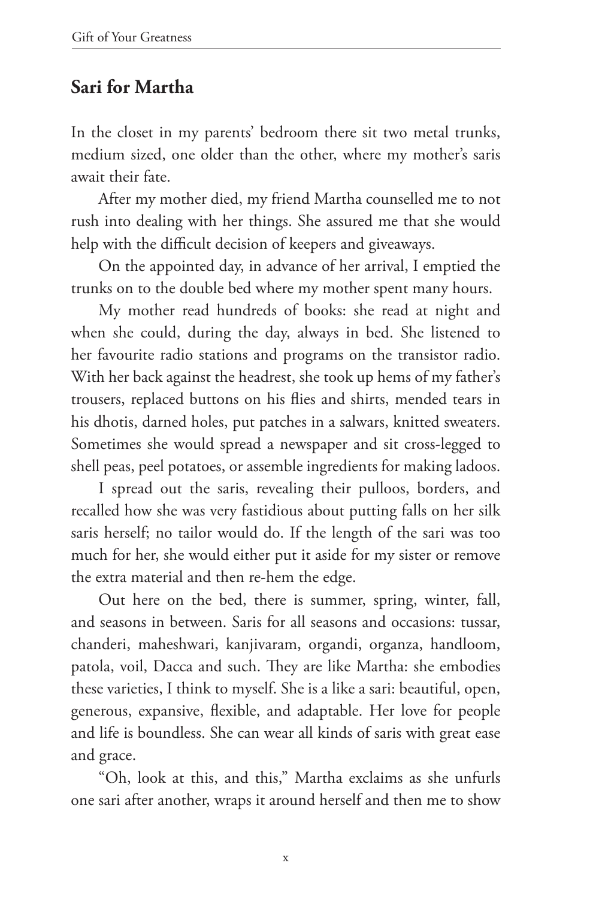## Sari for Martha

In the closet in my parents' bedroom there sit two metal trunks, medium sized, one older than the other, where my mother's saris await their fate.

After my mother died, my friend Martha counselled me to not rush into dealing with her things. She assured me that she would help with the difficult decision of keepers and giveaways.

On the appointed day, in advance of her arrival, I emptied the trunks on to the double bed where my mother spent many hours.

My mother read hundreds of books: she read at night and when she could, during the day, always in bed. She listened to her favourite radio stations and programs on the transistor radio. With her back against the headrest, she took up hems of my father's trousers, replaced buttons on his flies and shirts, mended tears in his dhotis, darned holes, put patches in a salwars, knitted sweaters. Sometimes she would spread a newspaper and sit cross-legged to shell peas, peel potatoes, or assemble ingredients for making ladoos.

I spread out the saris, revealing their pulloos, borders, and recalled how she was very fastidious about putting falls on her silk saris herself; no tailor would do. If the length of the sari was too much for her, she would either put it aside for my sister or remove the extra material and then re-hem the edge.

Out here on the bed, there is summer, spring, winter, fall, and seasons in between. Saris for all seasons and occasions: tussar, chanderi, maheshwari, kanjivaram, organdi, organza, handloom, patola, voil, Dacca and such. They are like Martha: she embodies these varieties, I think to myself. She is a like a sari: beautiful, open, generous, expansive, flexible, and adaptable. Her love for people and life is boundless. She can wear all kinds of saris with great ease and grace.

"Oh, look at this, and this," Martha exclaims as she unfurls one sari after another, wraps it around herself and then me to show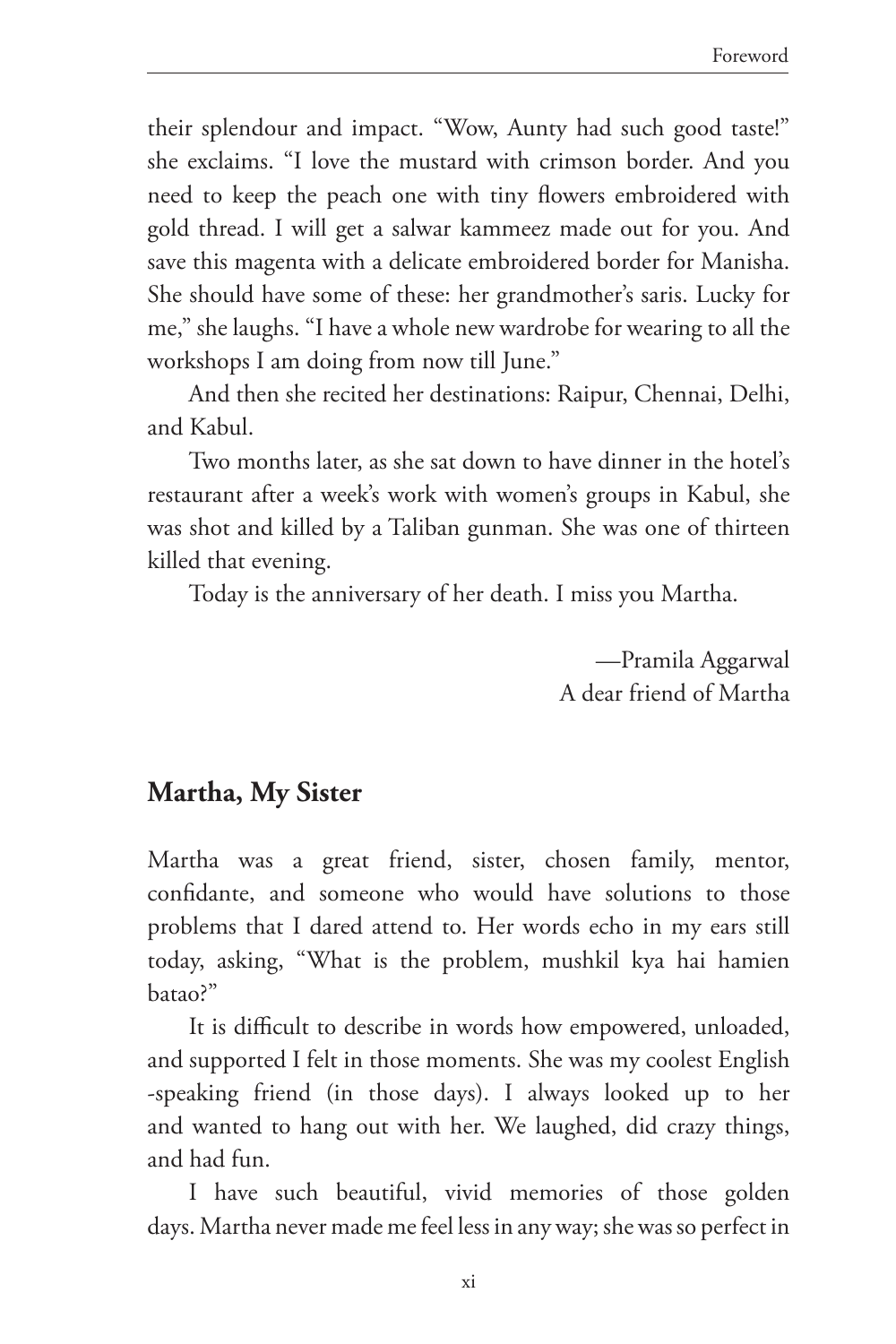their splendour and impact. "Wow, Aunty had such good taste!" she exclaims. "I love the mustard with crimson border. And you need to keep the peach one with tiny flowers embroidered with gold thread. I will get a salwar kammeez made out for you. And save this magenta with a delicate embroidered border for Manisha. She should have some of these: her grandmother's saris. Lucky for me," she laughs. "I have a whole new wardrobe for wearing to all the workshops I am doing from now till June."

And then she recited her destinations: Raipur, Chennai, Delhi, and Kabul.

Two months later, as she sat down to have dinner in the hotel's restaurant after a week's work with women's groups in Kabul, she was shot and killed by a Taliban gunman. She was one of thirteen killed that evening.

Today is the anniversary of her death. I miss you Martha.

—Pramila Aggarwal
A dear friend of Martha

## Martha, My Sister

Martha was a great friend, sister, chosen family, mentor, confidante, and someone who would have solutions to those problems that I dared attend to. Her words echo in my ears still today, asking, "What is the problem, mushkil kya hai hamien batao?"

It is difficult to describe in words how empowered, unloaded, and supported I felt in those moments. She was my coolest English -speaking friend (in those days). I always looked up to her and wanted to hang out with her. We laughed, did crazy things, and had fun.

I have such beautiful, vivid memories of those golden days. Martha never made me feel less in any way; she was so perfect in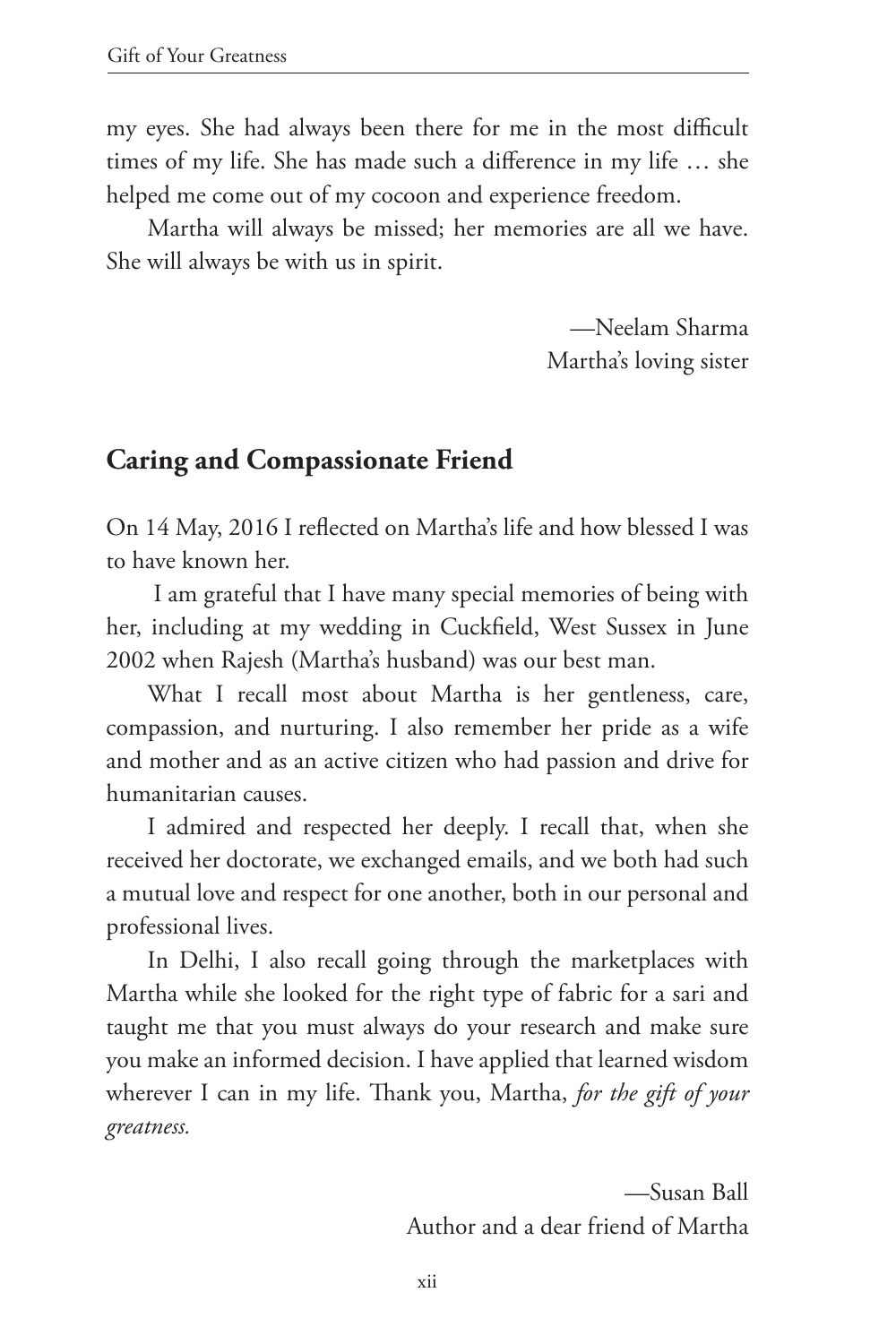my eyes. She had always been there for me in the most difficult times of my life. She has made such a difference in my life … she helped me come out of my cocoon and experience freedom.

Martha will always be missed; her memories are all we have. She will always be with us in spirit.

—Neelam Sharma  
Martha's loving sister

## Caring and Compassionate Friend

On 14 May, 2016 I reflected on Martha's life and how blessed I was to have known her.

I am grateful that I have many special memories of being with her, including at my wedding in Cuckfield, West Sussex in June 2002 when Rajesh (Martha's husband) was our best man.

What I recall most about Martha is her gentleness, care, compassion, and nurturing. I also remember her pride as a wife and mother and as an active citizen who had passion and drive for humanitarian causes.

I admired and respected her deeply. I recall that, when she received her doctorate, we exchanged emails, and we both had such a mutual love and respect for one another, both in our personal and professional lives.

In Delhi, I also recall going through the marketplaces with Martha while she looked for the right type of fabric for a sari and taught me that you must always do your research and make sure you make an informed decision. I have applied that learned wisdom wherever I can in my life. Thank you, Martha, *for the gift of your greatness.*

—Susan Ball  
Author and a dear friend of Martha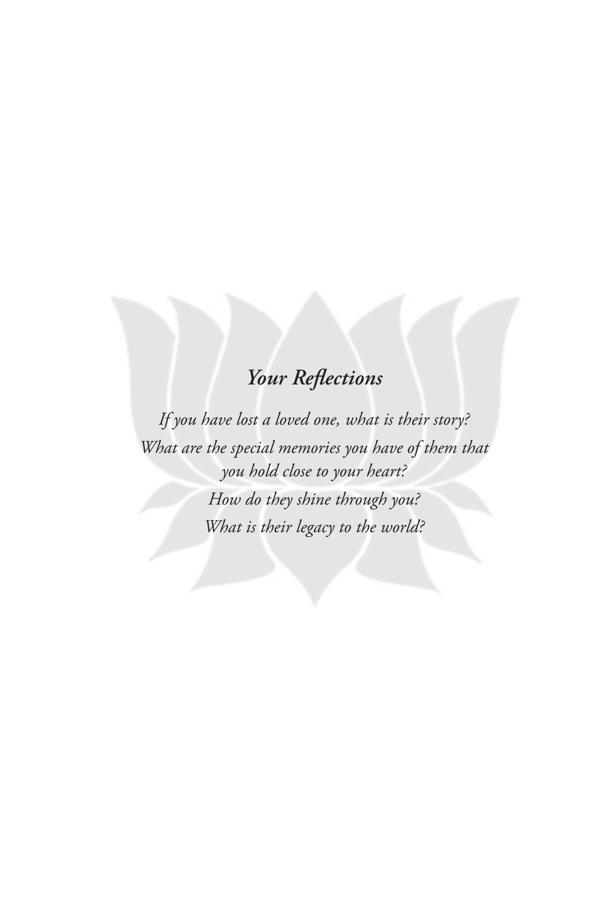## *Your Reflections*

*If you have lost a loved one, what is their story?*

*What are the special memories you have of them that you hold close to your heart?*

*How do they shine through you?*

*What is their legacy to the world?*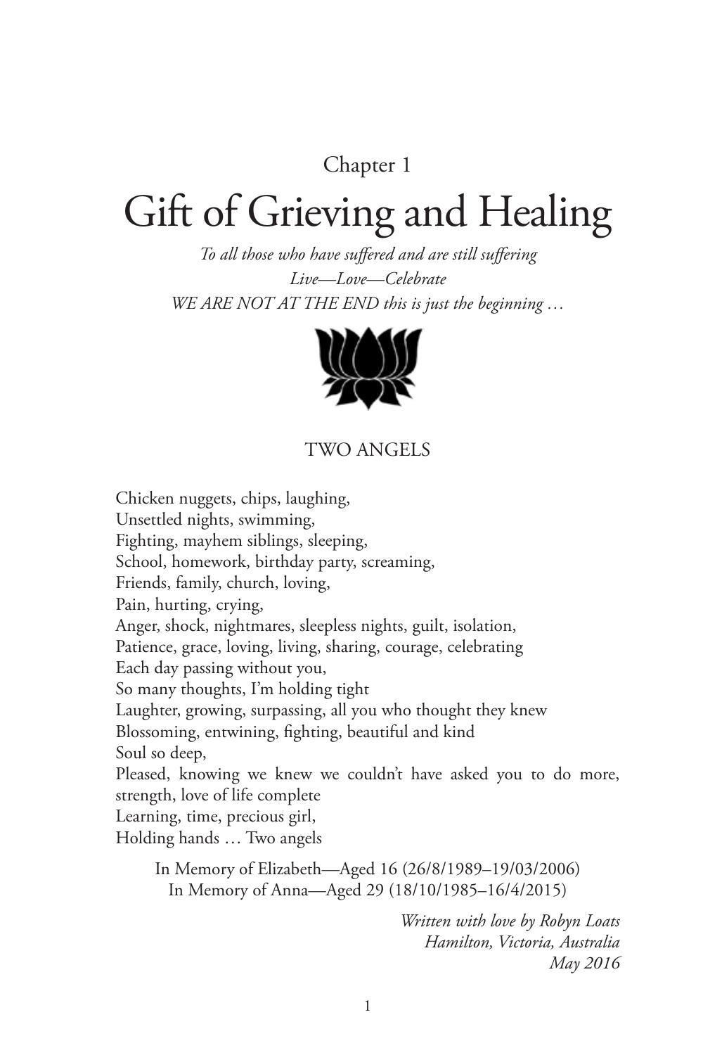Chapter 1

# Gift of Grieving and Healing

*To all those who have suffered and are still suffering*
*Live—Love—Celebrate*
*WE ARE NOT AT THE END this is just the beginning …*

## TWO ANGELS

Chicken nuggets, chips, laughing,
Unsettled nights, swimming,
Fighting, mayhem siblings, sleeping,
School, homework, birthday party, screaming,
Friends, family, church, loving,
Pain, hurting, crying,
Anger, shock, nightmares, sleepless nights, guilt, isolation,
Patience, grace, loving, living, sharing, courage, celebrating
Each day passing without you,
So many thoughts, I'm holding tight
Laughter, growing, surpassing, all you who thought they knew
Blossoming, entwining, fighting, beautiful and kind
Soul so deep,
Pleased, knowing we knew we couldn't have asked you to do more, strength, love of life complete
Learning, time, precious girl,
Holding hands … Two angels

In Memory of Elizabeth—Aged 16 (26/8/1989–19/03/2006)
In Memory of Anna—Aged 29 (18/10/1985–16/4/2015)

*Written with love by Robyn Loats*
*Hamilton, Victoria, Australia*
*May 2016*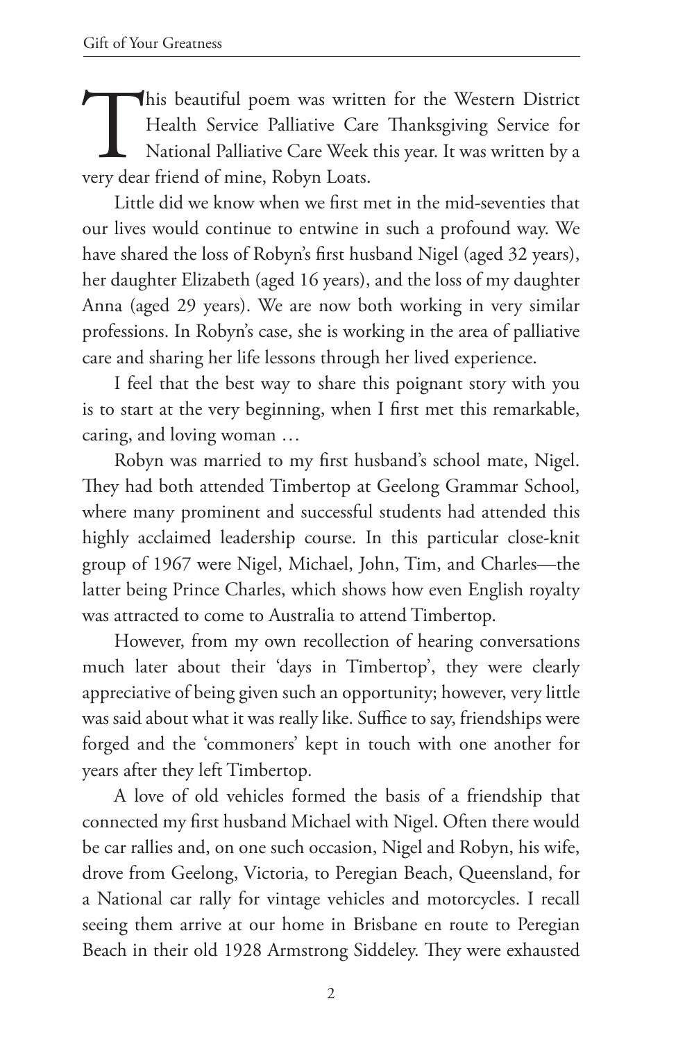This beautiful poem was written for the Western District Health Service Palliative Care Thanksgiving Service for National Palliative Care Week this year. It was written by a very dear friend of mine, Robyn Loats.

Little did we know when we first met in the mid-seventies that our lives would continue to entwine in such a profound way. We have shared the loss of Robyn's first husband Nigel (aged 32 years), her daughter Elizabeth (aged 16 years), and the loss of my daughter Anna (aged 29 years). We are now both working in very similar professions. In Robyn's case, she is working in the area of palliative care and sharing her life lessons through her lived experience.

I feel that the best way to share this poignant story with you is to start at the very beginning, when I first met this remarkable, caring, and loving woman …

Robyn was married to my first husband's school mate, Nigel. They had both attended Timbertop at Geelong Grammar School, where many prominent and successful students had attended this highly acclaimed leadership course. In this particular close-knit group of 1967 were Nigel, Michael, John, Tim, and Charles—the latter being Prince Charles, which shows how even English royalty was attracted to come to Australia to attend Timbertop.

However, from my own recollection of hearing conversations much later about their 'days in Timbertop', they were clearly appreciative of being given such an opportunity; however, very little was said about what it was really like. Suffice to say, friendships were forged and the 'commoners' kept in touch with one another for years after they left Timbertop.

A love of old vehicles formed the basis of a friendship that connected my first husband Michael with Nigel. Often there would be car rallies and, on one such occasion, Nigel and Robyn, his wife, drove from Geelong, Victoria, to Peregian Beach, Queensland, for a National car rally for vintage vehicles and motorcycles. I recall seeing them arrive at our home in Brisbane en route to Peregian Beach in their old 1928 Armstrong Siddeley. They were exhausted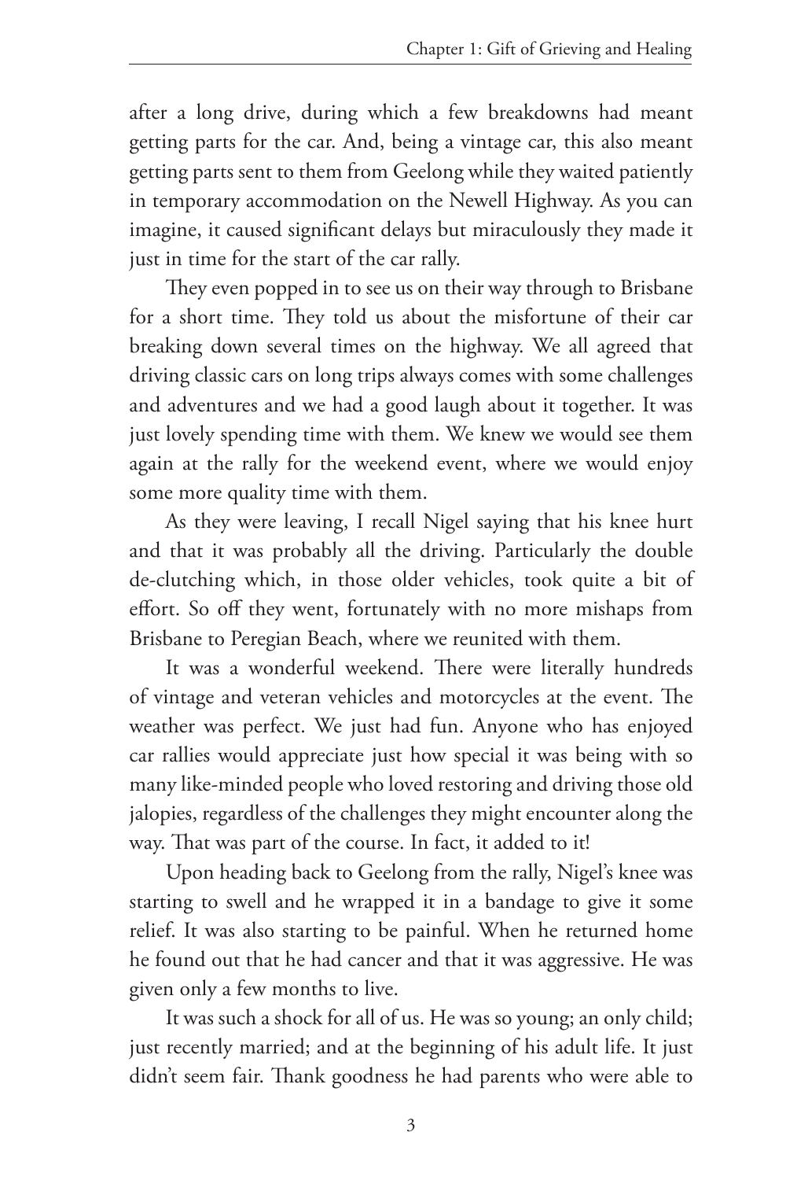after a long drive, during which a few breakdowns had meant getting parts for the car. And, being a vintage car, this also meant getting parts sent to them from Geelong while they waited patiently in temporary accommodation on the Newell Highway. As you can imagine, it caused significant delays but miraculously they made it just in time for the start of the car rally.

They even popped in to see us on their way through to Brisbane for a short time. They told us about the misfortune of their car breaking down several times on the highway. We all agreed that driving classic cars on long trips always comes with some challenges and adventures and we had a good laugh about it together. It was just lovely spending time with them. We knew we would see them again at the rally for the weekend event, where we would enjoy some more quality time with them.

As they were leaving, I recall Nigel saying that his knee hurt and that it was probably all the driving. Particularly the double de-clutching which, in those older vehicles, took quite a bit of effort. So off they went, fortunately with no more mishaps from Brisbane to Peregian Beach, where we reunited with them.

It was a wonderful weekend. There were literally hundreds of vintage and veteran vehicles and motorcycles at the event. The weather was perfect. We just had fun. Anyone who has enjoyed car rallies would appreciate just how special it was being with so many like-minded people who loved restoring and driving those old jalopies, regardless of the challenges they might encounter along the way. That was part of the course. In fact, it added to it!

Upon heading back to Geelong from the rally, Nigel's knee was starting to swell and he wrapped it in a bandage to give it some relief. It was also starting to be painful. When he returned home he found out that he had cancer and that it was aggressive. He was given only a few months to live.

It was such a shock for all of us. He was so young; an only child; just recently married; and at the beginning of his adult life. It just didn't seem fair. Thank goodness he had parents who were able to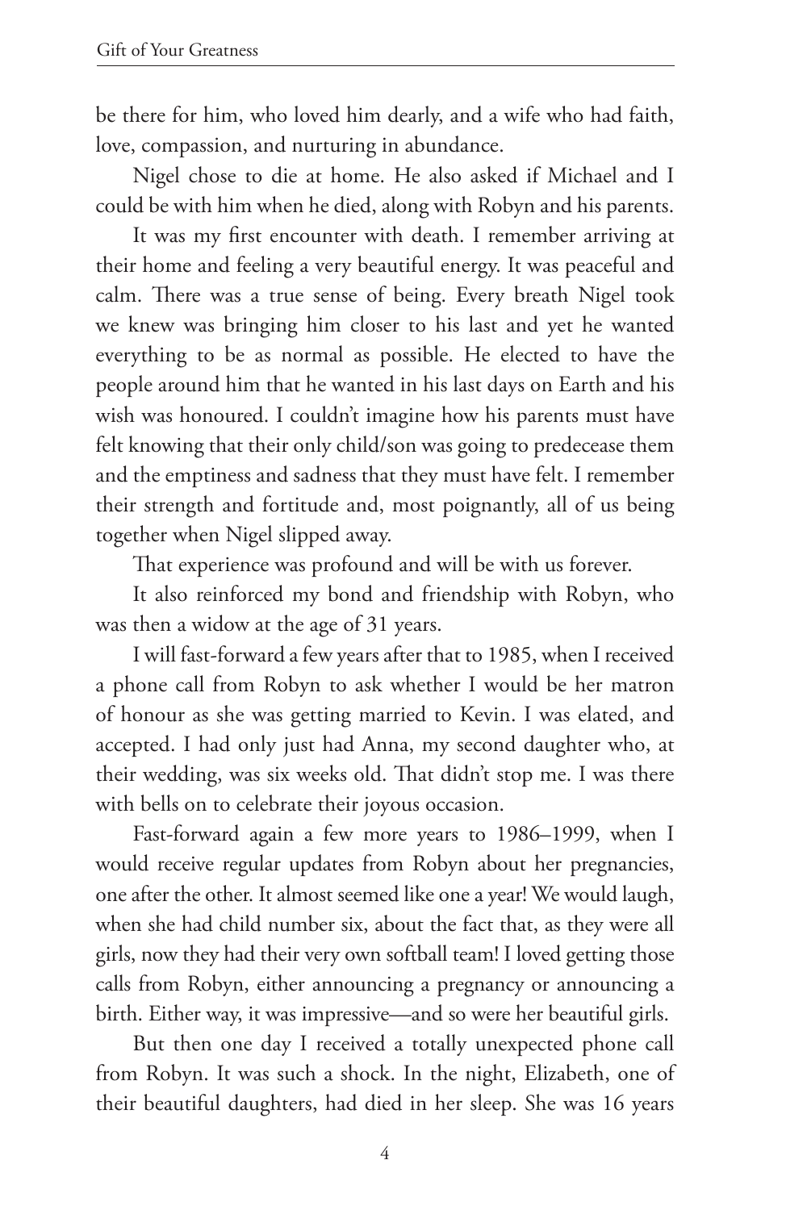be there for him, who loved him dearly, and a wife who had faith, love, compassion, and nurturing in abundance.

Nigel chose to die at home. He also asked if Michael and I could be with him when he died, along with Robyn and his parents.

It was my first encounter with death. I remember arriving at their home and feeling a very beautiful energy. It was peaceful and calm. There was a true sense of being. Every breath Nigel took we knew was bringing him closer to his last and yet he wanted everything to be as normal as possible. He elected to have the people around him that he wanted in his last days on Earth and his wish was honoured. I couldn't imagine how his parents must have felt knowing that their only child/son was going to predecease them and the emptiness and sadness that they must have felt. I remember their strength and fortitude and, most poignantly, all of us being together when Nigel slipped away.

That experience was profound and will be with us forever.

It also reinforced my bond and friendship with Robyn, who was then a widow at the age of 31 years.

I will fast-forward a few years after that to 1985, when I received a phone call from Robyn to ask whether I would be her matron of honour as she was getting married to Kevin. I was elated, and accepted. I had only just had Anna, my second daughter who, at their wedding, was six weeks old. That didn't stop me. I was there with bells on to celebrate their joyous occasion.

Fast-forward again a few more years to 1986–1999, when I would receive regular updates from Robyn about her pregnancies, one after the other. It almost seemed like one a year! We would laugh, when she had child number six, about the fact that, as they were all girls, now they had their very own softball team! I loved getting those calls from Robyn, either announcing a pregnancy or announcing a birth. Either way, it was impressive—and so were her beautiful girls.

But then one day I received a totally unexpected phone call from Robyn. It was such a shock. In the night, Elizabeth, one of their beautiful daughters, had died in her sleep. She was 16 years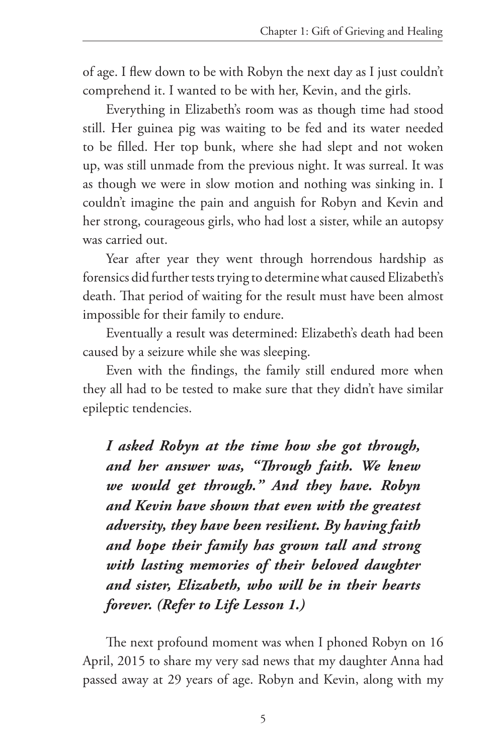of age. I flew down to be with Robyn the next day as I just couldn't comprehend it. I wanted to be with her, Kevin, and the girls.

Everything in Elizabeth's room was as though time had stood still. Her guinea pig was waiting to be fed and its water needed to be filled. Her top bunk, where she had slept and not woken up, was still unmade from the previous night. It was surreal. It was as though we were in slow motion and nothing was sinking in. I couldn't imagine the pain and anguish for Robyn and Kevin and her strong, courageous girls, who had lost a sister, while an autopsy was carried out.

Year after year they went through horrendous hardship as forensics did further tests trying to determine what caused Elizabeth's death. That period of waiting for the result must have been almost impossible for their family to endure.

Eventually a result was determined: Elizabeth's death had been caused by a seizure while she was sleeping.

Even with the findings, the family still endured more when they all had to be tested to make sure that they didn't have similar epileptic tendencies.

> ***I asked Robyn at the time how she got through, and her answer was, "Through faith. We knew we would get through." And they have. Robyn and Kevin have shown that even with the greatest adversity, they have been resilient. By having faith and hope their family has grown tall and strong with lasting memories of their beloved daughter and sister, Elizabeth, who will be in their hearts forever. (Refer to Life Lesson 1.)***

The next profound moment was when I phoned Robyn on 16 April, 2015 to share my very sad news that my daughter Anna had passed away at 29 years of age. Robyn and Kevin, along with my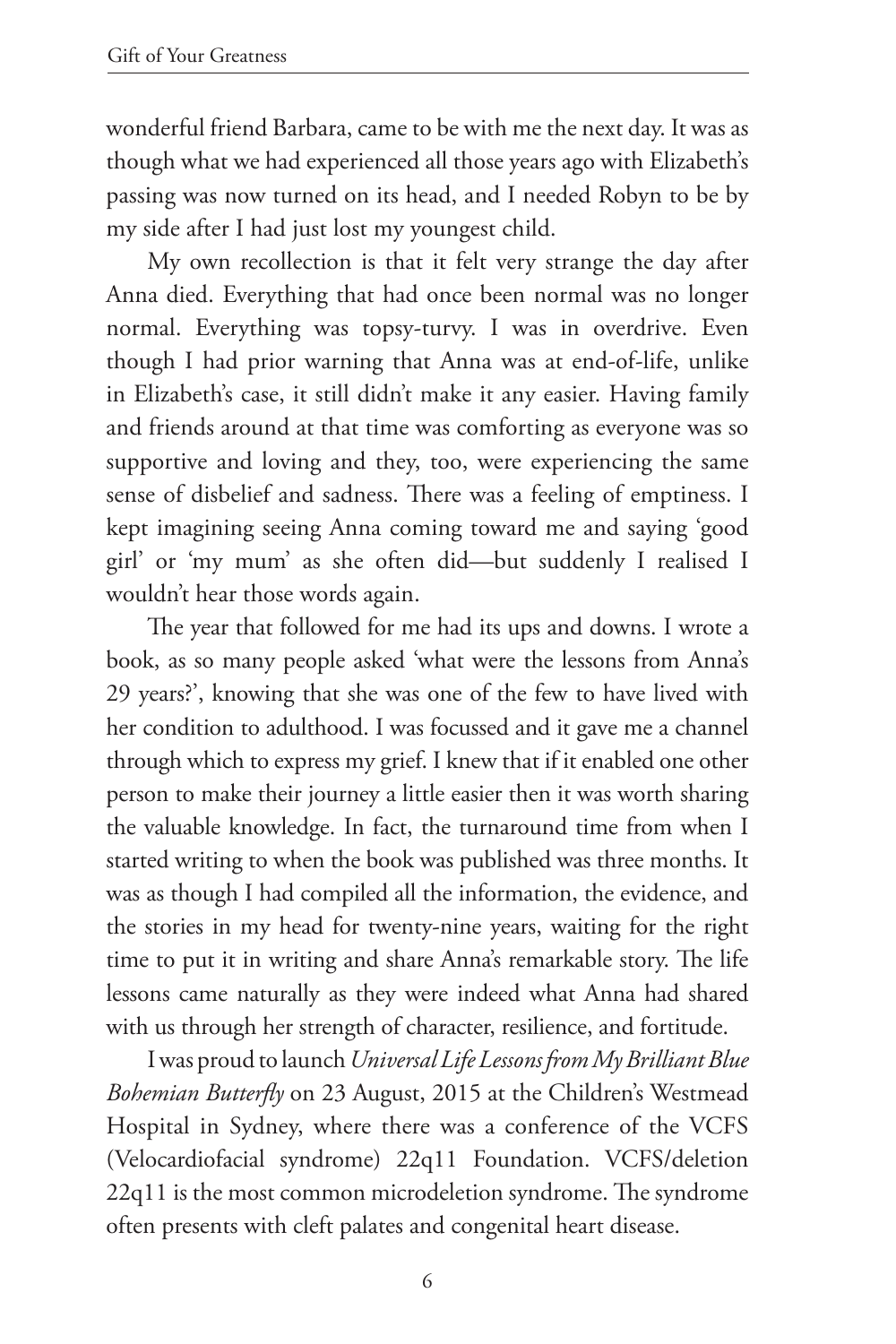wonderful friend Barbara, came to be with me the next day. It was as though what we had experienced all those years ago with Elizabeth's passing was now turned on its head, and I needed Robyn to be by my side after I had just lost my youngest child.

My own recollection is that it felt very strange the day after Anna died. Everything that had once been normal was no longer normal. Everything was topsy-turvy. I was in overdrive. Even though I had prior warning that Anna was at end-of-life, unlike in Elizabeth's case, it still didn't make it any easier. Having family and friends around at that time was comforting as everyone was so supportive and loving and they, too, were experiencing the same sense of disbelief and sadness. There was a feeling of emptiness. I kept imagining seeing Anna coming toward me and saying 'good girl' or 'my mum' as she often did—but suddenly I realised I wouldn't hear those words again.

The year that followed for me had its ups and downs. I wrote a book, as so many people asked 'what were the lessons from Anna's 29 years?', knowing that she was one of the few to have lived with her condition to adulthood. I was focussed and it gave me a channel through which to express my grief. I knew that if it enabled one other person to make their journey a little easier then it was worth sharing the valuable knowledge. In fact, the turnaround time from when I started writing to when the book was published was three months. It was as though I had compiled all the information, the evidence, and the stories in my head for twenty-nine years, waiting for the right time to put it in writing and share Anna's remarkable story. The life lessons came naturally as they were indeed what Anna had shared with us through her strength of character, resilience, and fortitude.

I was proud to launch *Universal Life Lessons from My Brilliant Blue Bohemian Butterfly* on 23 August, 2015 at the Children's Westmead Hospital in Sydney, where there was a conference of the VCFS (Velocardiofacial syndrome) 22q11 Foundation. VCFS/deletion 22q11 is the most common microdeletion syndrome. The syndrome often presents with cleft palates and congenital heart disease.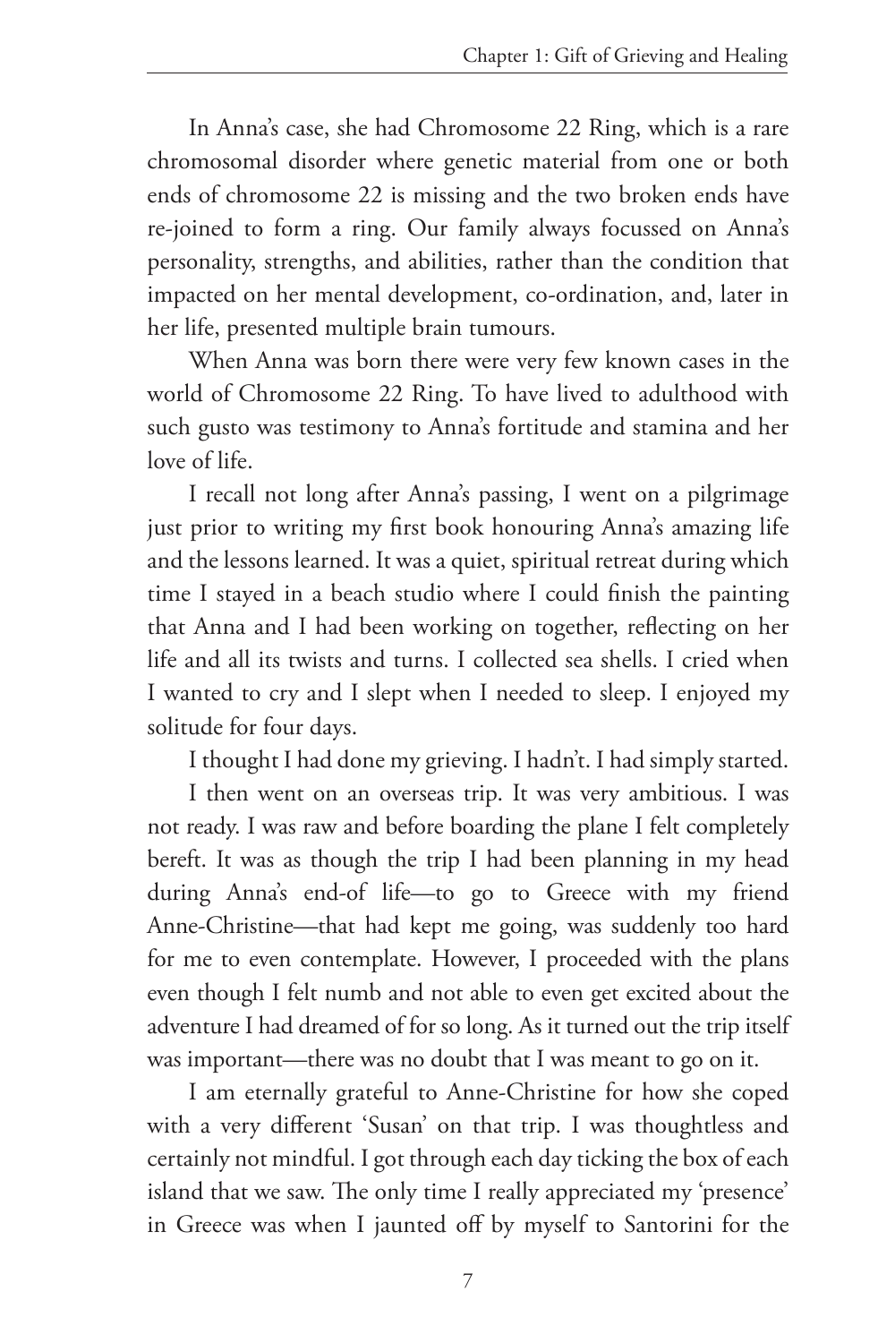In Anna's case, she had Chromosome 22 Ring, which is a rare chromosomal disorder where genetic material from one or both ends of chromosome 22 is missing and the two broken ends have re-joined to form a ring. Our family always focussed on Anna's personality, strengths, and abilities, rather than the condition that impacted on her mental development, co-ordination, and, later in her life, presented multiple brain tumours.

When Anna was born there were very few known cases in the world of Chromosome 22 Ring. To have lived to adulthood with such gusto was testimony to Anna's fortitude and stamina and her love of life.

I recall not long after Anna's passing, I went on a pilgrimage just prior to writing my first book honouring Anna's amazing life and the lessons learned. It was a quiet, spiritual retreat during which time I stayed in a beach studio where I could finish the painting that Anna and I had been working on together, reflecting on her life and all its twists and turns. I collected sea shells. I cried when I wanted to cry and I slept when I needed to sleep. I enjoyed my solitude for four days.

I thought I had done my grieving. I hadn't. I had simply started.

I then went on an overseas trip. It was very ambitious. I was not ready. I was raw and before boarding the plane I felt completely bereft. It was as though the trip I had been planning in my head during Anna's end-of life—to go to Greece with my friend Anne-Christine—that had kept me going, was suddenly too hard for me to even contemplate. However, I proceeded with the plans even though I felt numb and not able to even get excited about the adventure I had dreamed of for so long. As it turned out the trip itself was important—there was no doubt that I was meant to go on it.

I am eternally grateful to Anne-Christine for how she coped with a very different 'Susan' on that trip. I was thoughtless and certainly not mindful. I got through each day ticking the box of each island that we saw. The only time I really appreciated my 'presence' in Greece was when I jaunted off by myself to Santorini for the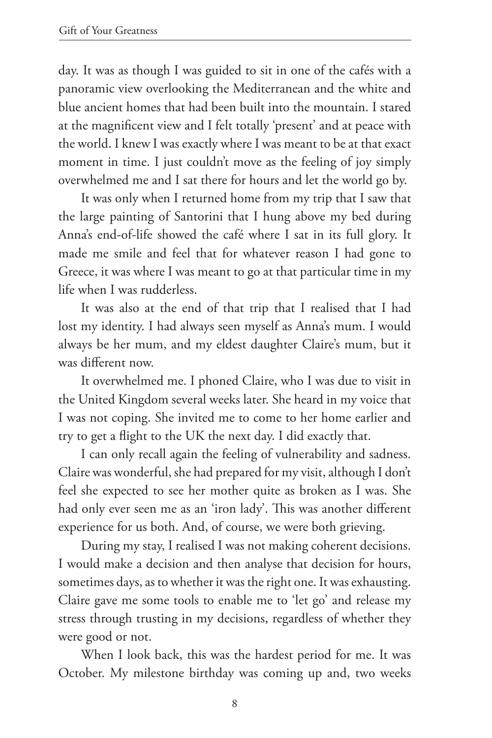day. It was as though I was guided to sit in one of the cafés with a panoramic view overlooking the Mediterranean and the white and blue ancient homes that had been built into the mountain. I stared at the magnificent view and I felt totally 'present' and at peace with the world. I knew I was exactly where I was meant to be at that exact moment in time. I just couldn't move as the feeling of joy simply overwhelmed me and I sat there for hours and let the world go by.

It was only when I returned home from my trip that I saw that the large painting of Santorini that I hung above my bed during Anna's end-of-life showed the café where I sat in its full glory. It made me smile and feel that for whatever reason I had gone to Greece, it was where I was meant to go at that particular time in my life when I was rudderless.

It was also at the end of that trip that I realised that I had lost my identity. I had always seen myself as Anna's mum. I would always be her mum, and my eldest daughter Claire's mum, but it was different now.

It overwhelmed me. I phoned Claire, who I was due to visit in the United Kingdom several weeks later. She heard in my voice that I was not coping. She invited me to come to her home earlier and try to get a flight to the UK the next day. I did exactly that.

I can only recall again the feeling of vulnerability and sadness. Claire was wonderful, she had prepared for my visit, although I don't feel she expected to see her mother quite as broken as I was. She had only ever seen me as an 'iron lady'. This was another different experience for us both. And, of course, we were both grieving.

During my stay, I realised I was not making coherent decisions. I would make a decision and then analyse that decision for hours, sometimes days, as to whether it was the right one. It was exhausting. Claire gave me some tools to enable me to 'let go' and release my stress through trusting in my decisions, regardless of whether they were good or not.

When I look back, this was the hardest period for me. It was October. My milestone birthday was coming up and, two weeks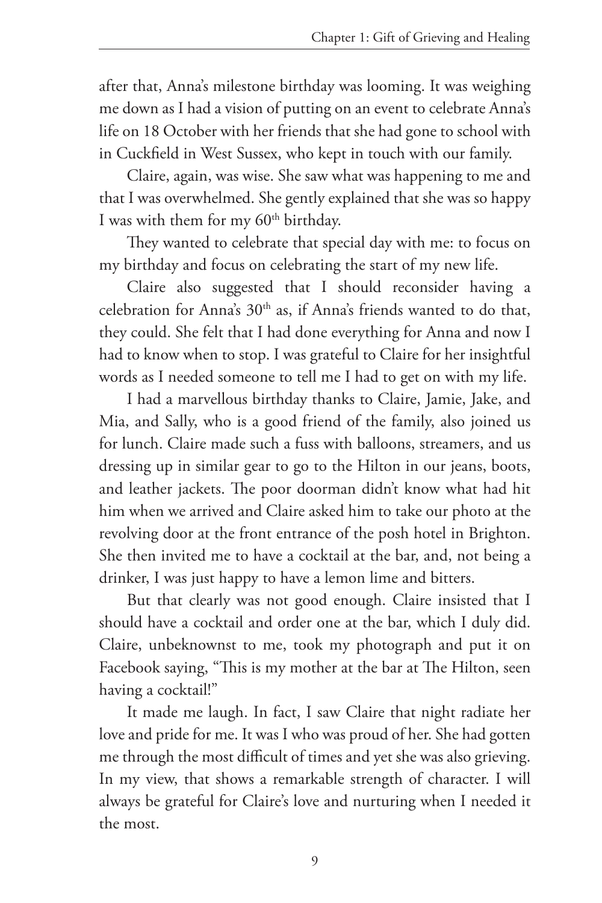after that, Anna's milestone birthday was looming. It was weighing me down as I had a vision of putting on an event to celebrate Anna's life on 18 October with her friends that she had gone to school with in Cuckfield in West Sussex, who kept in touch with our family.

Claire, again, was wise. She saw what was happening to me and that I was overwhelmed. She gently explained that she was so happy I was with them for my 60th birthday.

They wanted to celebrate that special day with me: to focus on my birthday and focus on celebrating the start of my new life.

Claire also suggested that I should reconsider having a celebration for Anna's 30th as, if Anna's friends wanted to do that, they could. She felt that I had done everything for Anna and now I had to know when to stop. I was grateful to Claire for her insightful words as I needed someone to tell me I had to get on with my life.

I had a marvellous birthday thanks to Claire, Jamie, Jake, and Mia, and Sally, who is a good friend of the family, also joined us for lunch. Claire made such a fuss with balloons, streamers, and us dressing up in similar gear to go to the Hilton in our jeans, boots, and leather jackets. The poor doorman didn't know what had hit him when we arrived and Claire asked him to take our photo at the revolving door at the front entrance of the posh hotel in Brighton. She then invited me to have a cocktail at the bar, and, not being a drinker, I was just happy to have a lemon lime and bitters.

But that clearly was not good enough. Claire insisted that I should have a cocktail and order one at the bar, which I duly did. Claire, unbeknownst to me, took my photograph and put it on Facebook saying, "This is my mother at the bar at The Hilton, seen having a cocktail!"

It made me laugh. In fact, I saw Claire that night radiate her love and pride for me. It was I who was proud of her. She had gotten me through the most difficult of times and yet she was also grieving. In my view, that shows a remarkable strength of character. I will always be grateful for Claire's love and nurturing when I needed it the most.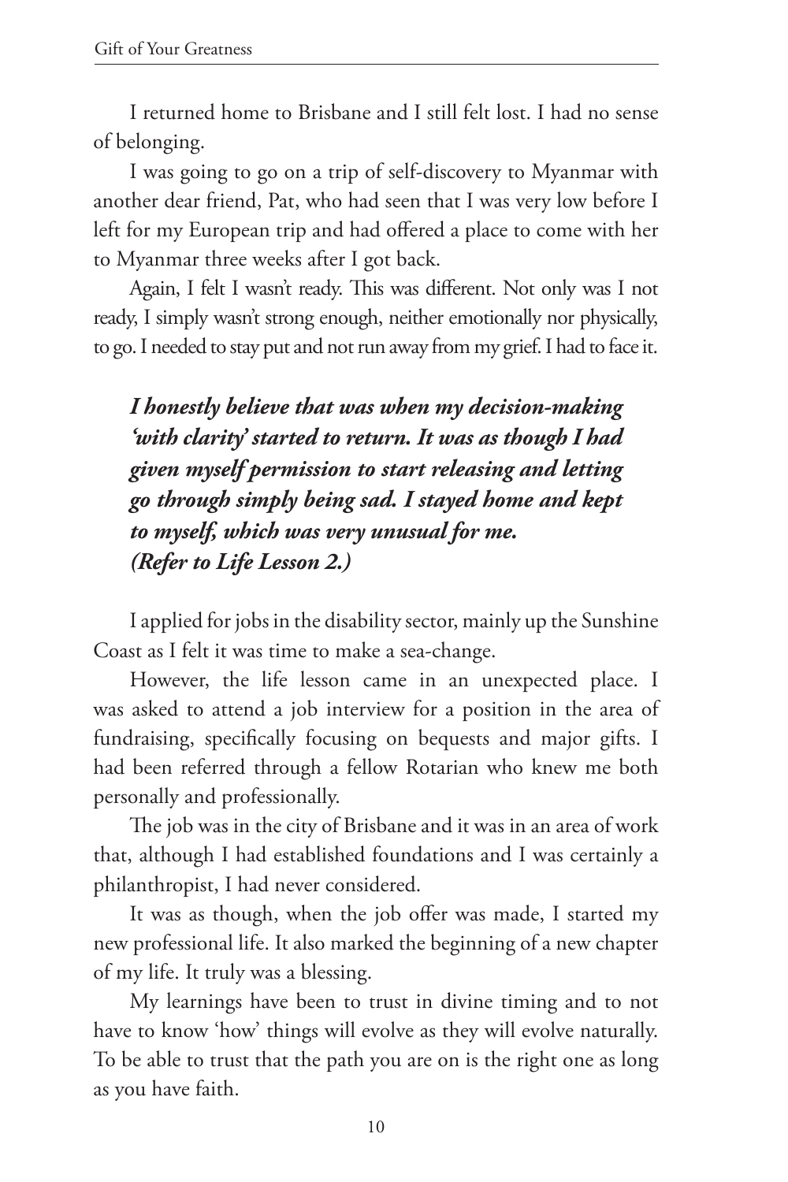I returned home to Brisbane and I still felt lost. I had no sense of belonging.

I was going to go on a trip of self-discovery to Myanmar with another dear friend, Pat, who had seen that I was very low before I left for my European trip and had offered a place to come with her to Myanmar three weeks after I got back.

Again, I felt I wasn't ready. This was different. Not only was I not ready, I simply wasn't strong enough, neither emotionally nor physically, to go. I needed to stay put and not run away from my grief. I had to face it.

> ***I honestly believe that was when my decision-making 'with clarity' started to return. It was as though I had given myself permission to start releasing and letting go through simply being sad. I stayed home and kept to myself, which was very unusual for me. (Refer to Life Lesson 2.)***

I applied for jobs in the disability sector, mainly up the Sunshine Coast as I felt it was time to make a sea-change.

However, the life lesson came in an unexpected place. I was asked to attend a job interview for a position in the area of fundraising, specifically focusing on bequests and major gifts. I had been referred through a fellow Rotarian who knew me both personally and professionally.

The job was in the city of Brisbane and it was in an area of work that, although I had established foundations and I was certainly a philanthropist, I had never considered.

It was as though, when the job offer was made, I started my new professional life. It also marked the beginning of a new chapter of my life. It truly was a blessing.

My learnings have been to trust in divine timing and to not have to know 'how' things will evolve as they will evolve naturally. To be able to trust that the path you are on is the right one as long as you have faith.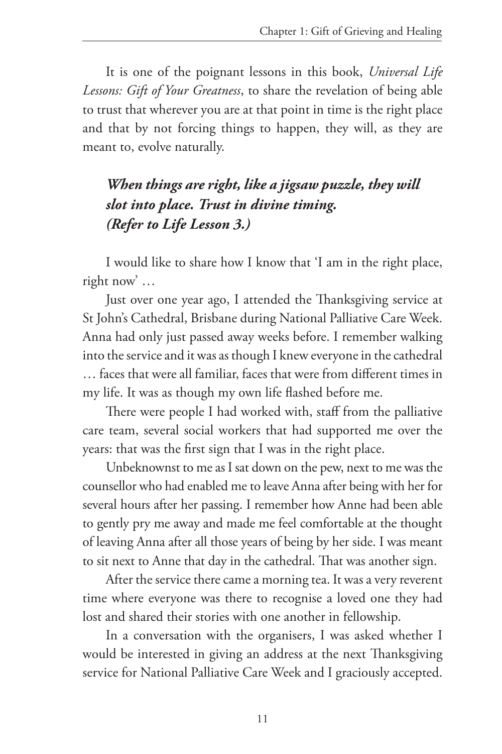It is one of the poignant lessons in this book, *Universal Life Lessons: Gift of Your Greatness*, to share the revelation of being able to trust that wherever you are at that point in time is the right place and that by not forcing things to happen, they will, as they are meant to, evolve naturally.

> ***When things are right, like a jigsaw puzzle, they will slot into place. Trust in divine timing.***
> ***(Refer to Life Lesson 3.)***

I would like to share how I know that 'I am in the right place, right now' …

Just over one year ago, I attended the Thanksgiving service at St John's Cathedral, Brisbane during National Palliative Care Week. Anna had only just passed away weeks before. I remember walking into the service and it was as though I knew everyone in the cathedral … faces that were all familiar, faces that were from different times in my life. It was as though my own life flashed before me.

There were people I had worked with, staff from the palliative care team, several social workers that had supported me over the years: that was the first sign that I was in the right place.

Unbeknownst to me as I sat down on the pew, next to me was the counsellor who had enabled me to leave Anna after being with her for several hours after her passing. I remember how Anne had been able to gently pry me away and made me feel comfortable at the thought of leaving Anna after all those years of being by her side. I was meant to sit next to Anne that day in the cathedral. That was another sign.

After the service there came a morning tea. It was a very reverent time where everyone was there to recognise a loved one they had lost and shared their stories with one another in fellowship.

In a conversation with the organisers, I was asked whether I would be interested in giving an address at the next Thanksgiving service for National Palliative Care Week and I graciously accepted.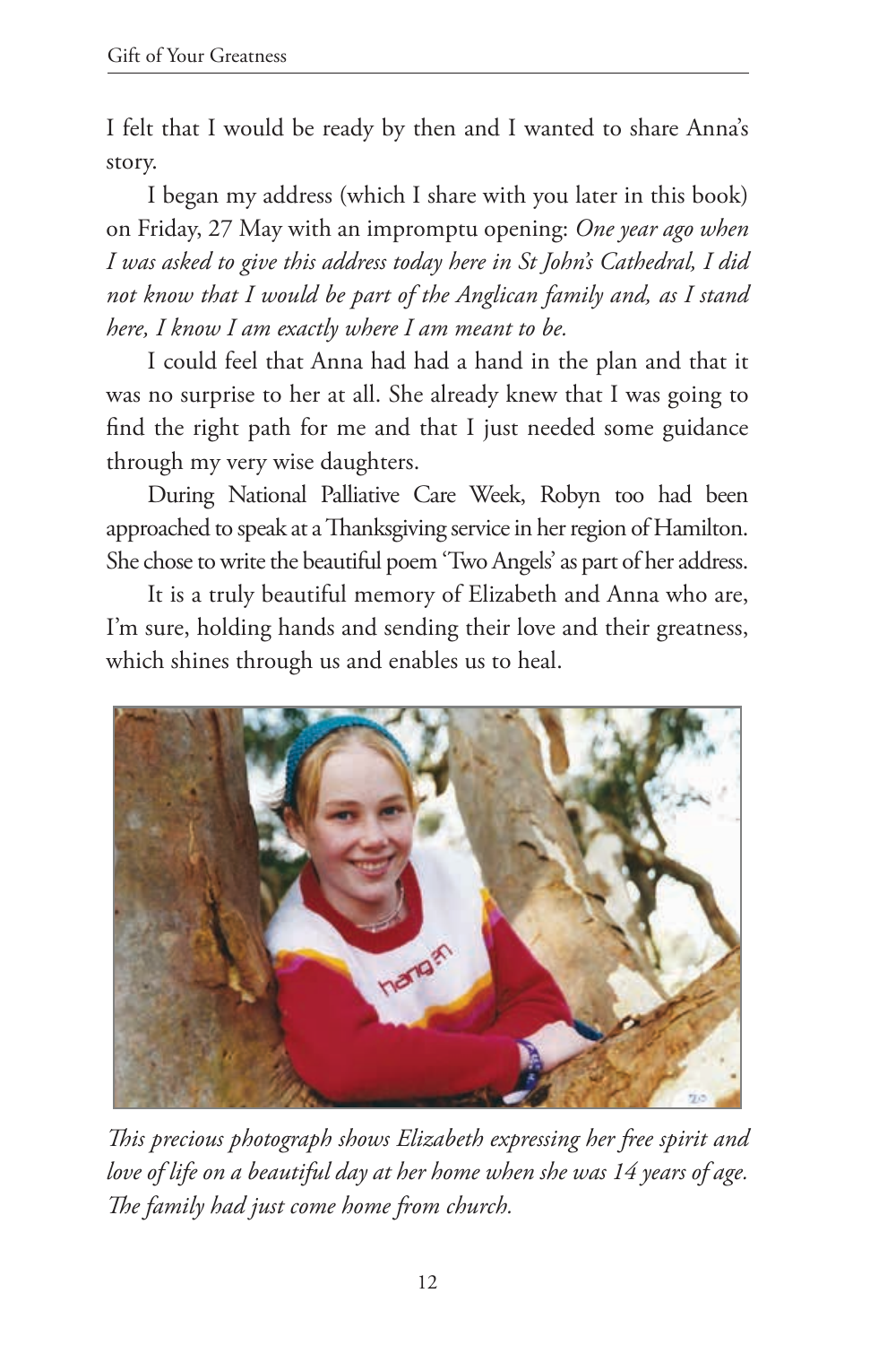I felt that I would be ready by then and I wanted to share Anna's story.

I began my address (which I share with you later in this book) on Friday, 27 May with an impromptu opening: *One year ago when I was asked to give this address today here in St John's Cathedral, I did not know that I would be part of the Anglican family and, as I stand here, I know I am exactly where I am meant to be.*

I could feel that Anna had had a hand in the plan and that it was no surprise to her at all. She already knew that I was going to find the right path for me and that I just needed some guidance through my very wise daughters.

During National Palliative Care Week, Robyn too had been approached to speak at a Thanksgiving service in her region of Hamilton. She chose to write the beautiful poem 'Two Angels' as part of her address.

It is a truly beautiful memory of Elizabeth and Anna who are, I'm sure, holding hands and sending their love and their greatness, which shines through us and enables us to heal.

*This precious photograph shows Elizabeth expressing her free spirit and love of life on a beautiful day at her home when she was 14 years of age. The family had just come home from church.*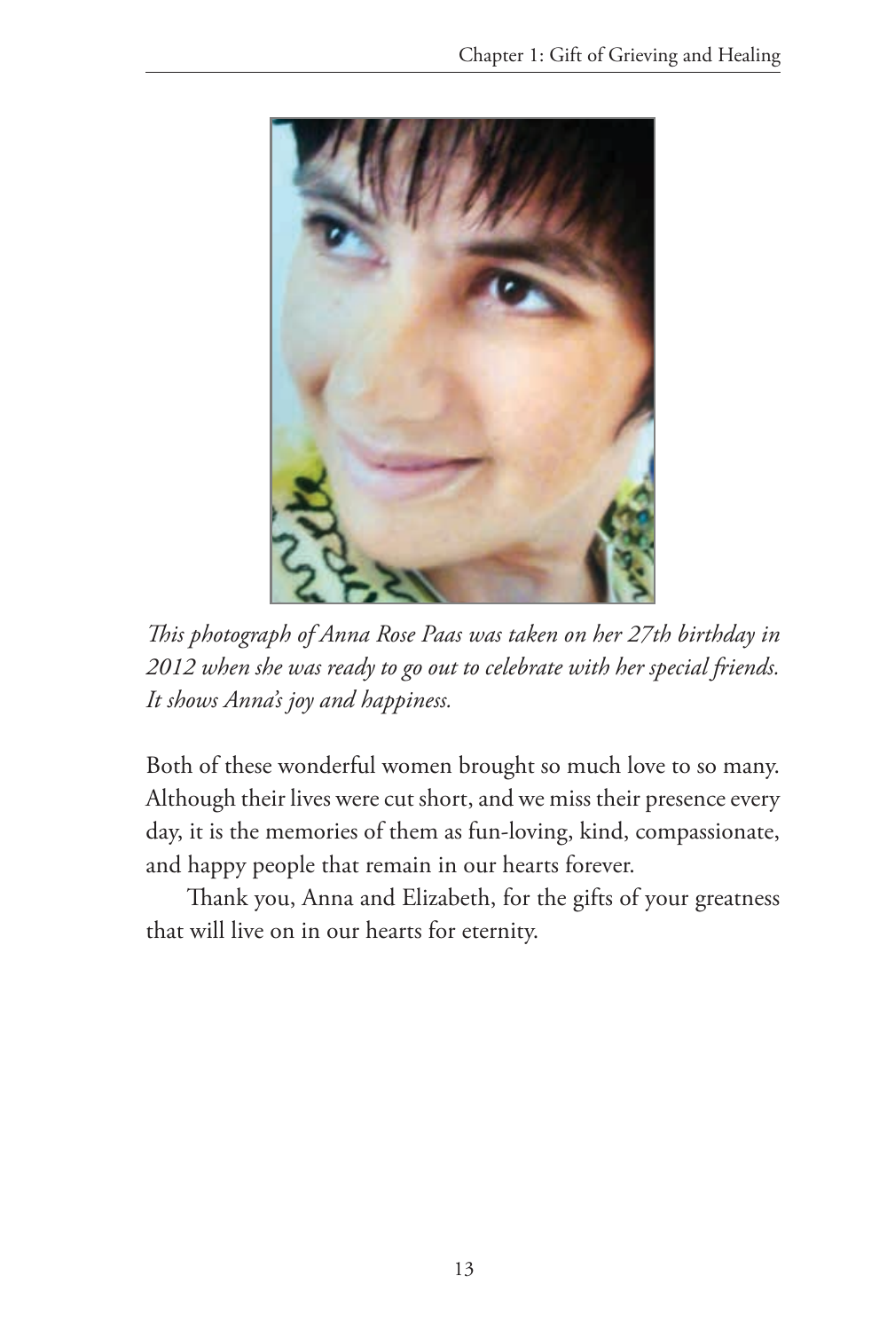*This photograph of Anna Rose Paas was taken on her 27th birthday in 2012 when she was ready to go out to celebrate with her special friends. It shows Anna's joy and happiness.*

Both of these wonderful women brought so much love to so many. Although their lives were cut short, and we miss their presence every day, it is the memories of them as fun-loving, kind, compassionate, and happy people that remain in our hearts forever.

Thank you, Anna and Elizabeth, for the gifts of your greatness that will live on in our hearts for eternity.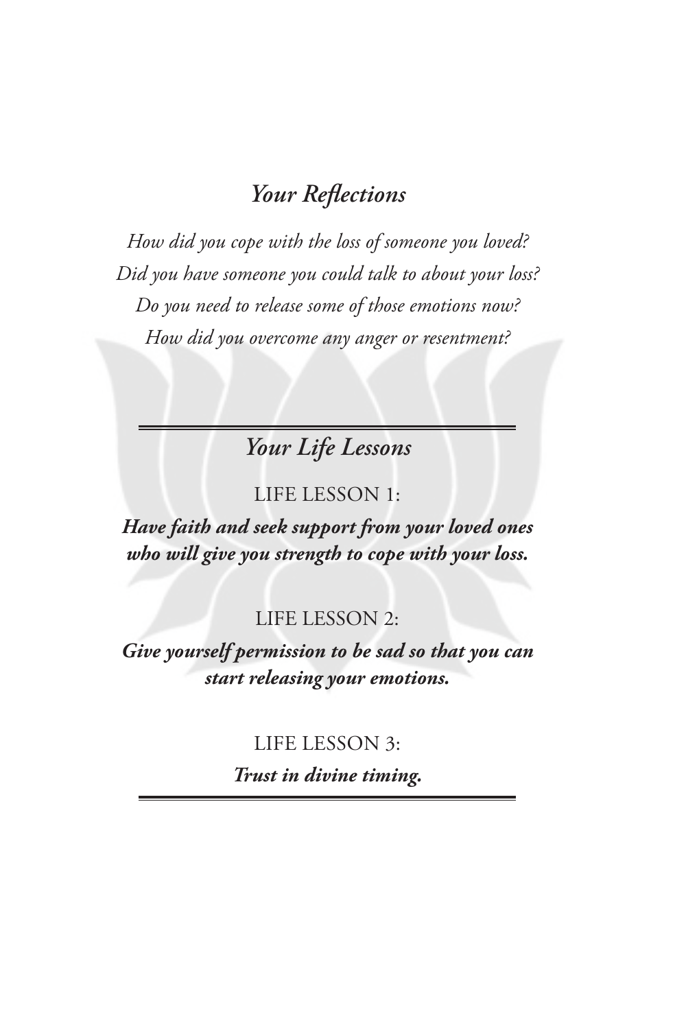## *Your Reflections*

*How did you cope with the loss of someone you loved?*
*Did you have someone you could talk to about your loss?*
*Do you need to release some of those emotions now?*
*How did you overcome any anger or resentment?*

---

## *Your Life Lessons*

LIFE LESSON 1:

***Have faith and seek support from your loved ones who will give you strength to cope with your loss.***

LIFE LESSON 2:

***Give yourself permission to be sad so that you can start releasing your emotions.***

LIFE LESSON 3:

***Trust in divine timing.***

---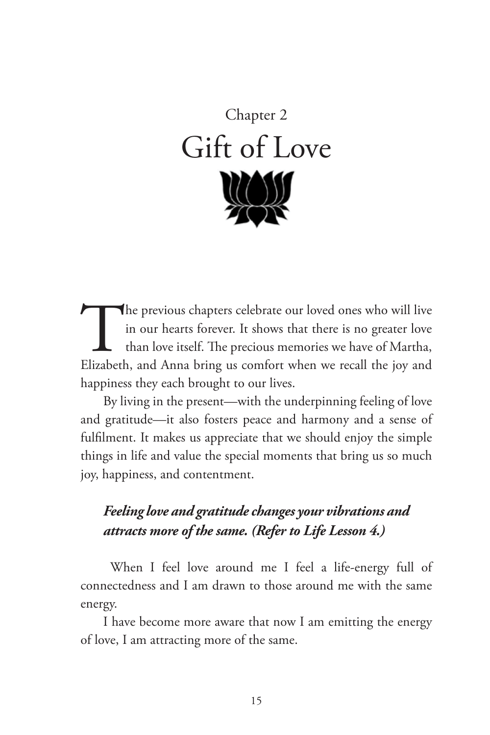# Chapter 2
# Gift of Love

The previous chapters celebrate our loved ones who will live in our hearts forever. It shows that there is no greater love than love itself. The precious memories we have of Martha, Elizabeth, and Anna bring us comfort when we recall the joy and happiness they each brought to our lives.

By living in the present—with the underpinning feeling of love and gratitude—it also fosters peace and harmony and a sense of fulfilment. It makes us appreciate that we should enjoy the simple things in life and value the special moments that bring us so much joy, happiness, and contentment.

***Feeling love and gratitude changes your vibrations and attracts more of the same. (Refer to Life Lesson 4.)***

When I feel love around me I feel a life-energy full of connectedness and I am drawn to those around me with the same energy.

I have become more aware that now I am emitting the energy of love, I am attracting more of the same.